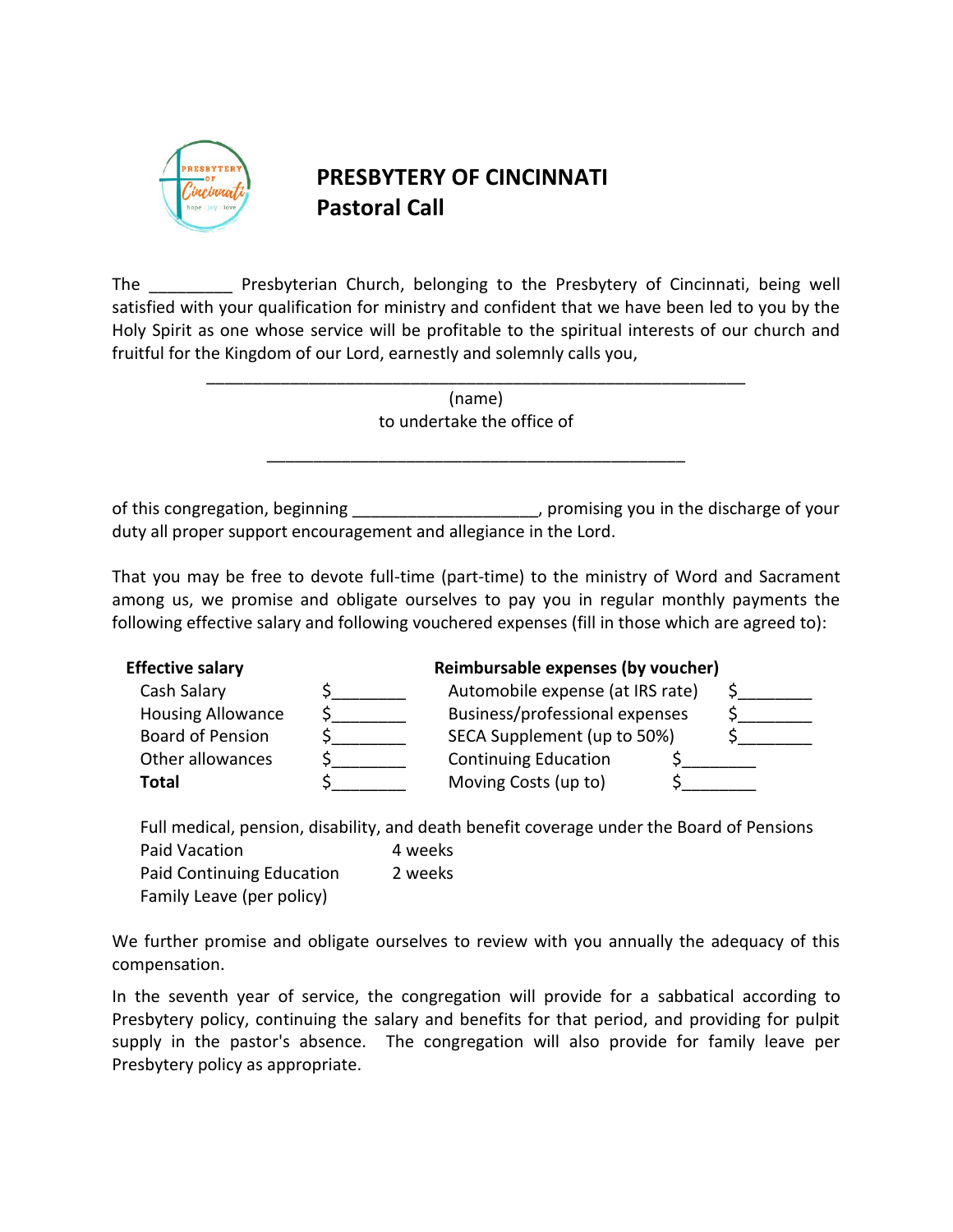# PRESBYTERY OF CINCINNATI
## Pastoral Call

The _________ Presbyterian Church, belonging to the Presbytery of Cincinnati, being well satisfied with your qualification for ministry and confident that we have been led to you by the Holy Spirit as one whose service will be profitable to the spiritual interests of our church and fruitful for the Kingdom of our Lord, earnestly and solemnly calls you,

___________________________________________________________

(name)

to undertake the office of

______________________________________________

of this congregation, beginning ___________________, promising you in the discharge of your duty all proper support encouragement and allegiance in the Lord.

That you may be free to devote full-time (part-time) to the ministry of Word and Sacrament among us, we promise and obligate ourselves to pay you in regular monthly payments the following effective salary and following vouchered expenses (fill in those which are agreed to):

| **Effective salary** | | **Reimbursable expenses (by voucher)** | |
|---|---|---|---|
| Cash Salary | $________ | Automobile expense (at IRS rate) | $________ |
| Housing Allowance | $________ | Business/professional expenses | $________ |
| Board of Pension | $________ | SECA Supplement (up to 50%) | $________ |
| Other allowances | $________ | Continuing Education | $________ |
| **Total** | $________ | Moving Costs (up to) | $________ |

Full medical, pension, disability, and death benefit coverage under the Board of Pensions

| | |
|---|---|
| Paid Vacation | 4 weeks |
| Paid Continuing Education | 2 weeks |
| Family Leave (per policy) | |

We further promise and obligate ourselves to review with you annually the adequacy of this compensation.

In the seventh year of service, the congregation will provide for a sabbatical according to Presbytery policy, continuing the salary and benefits for that period, and providing for pulpit supply in the pastor's absence. The congregation will also provide for family leave per Presbytery policy as appropriate.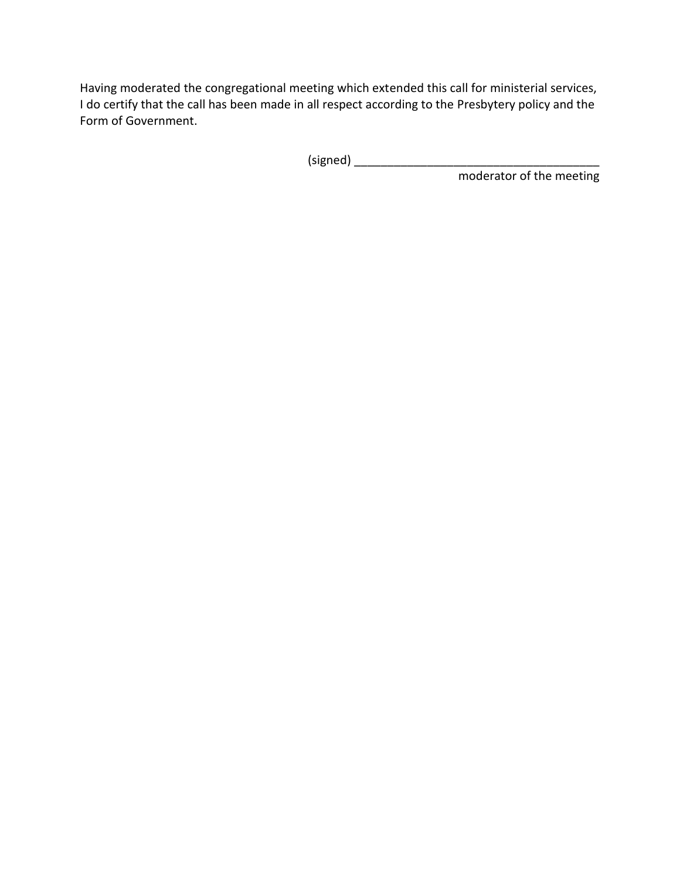Having moderated the congregational meeting which extended this call for ministerial services, I do certify that the call has been made in all respect according to the Presbytery policy and the Form of Government.

(signed) ______________________________________

moderator of the meeting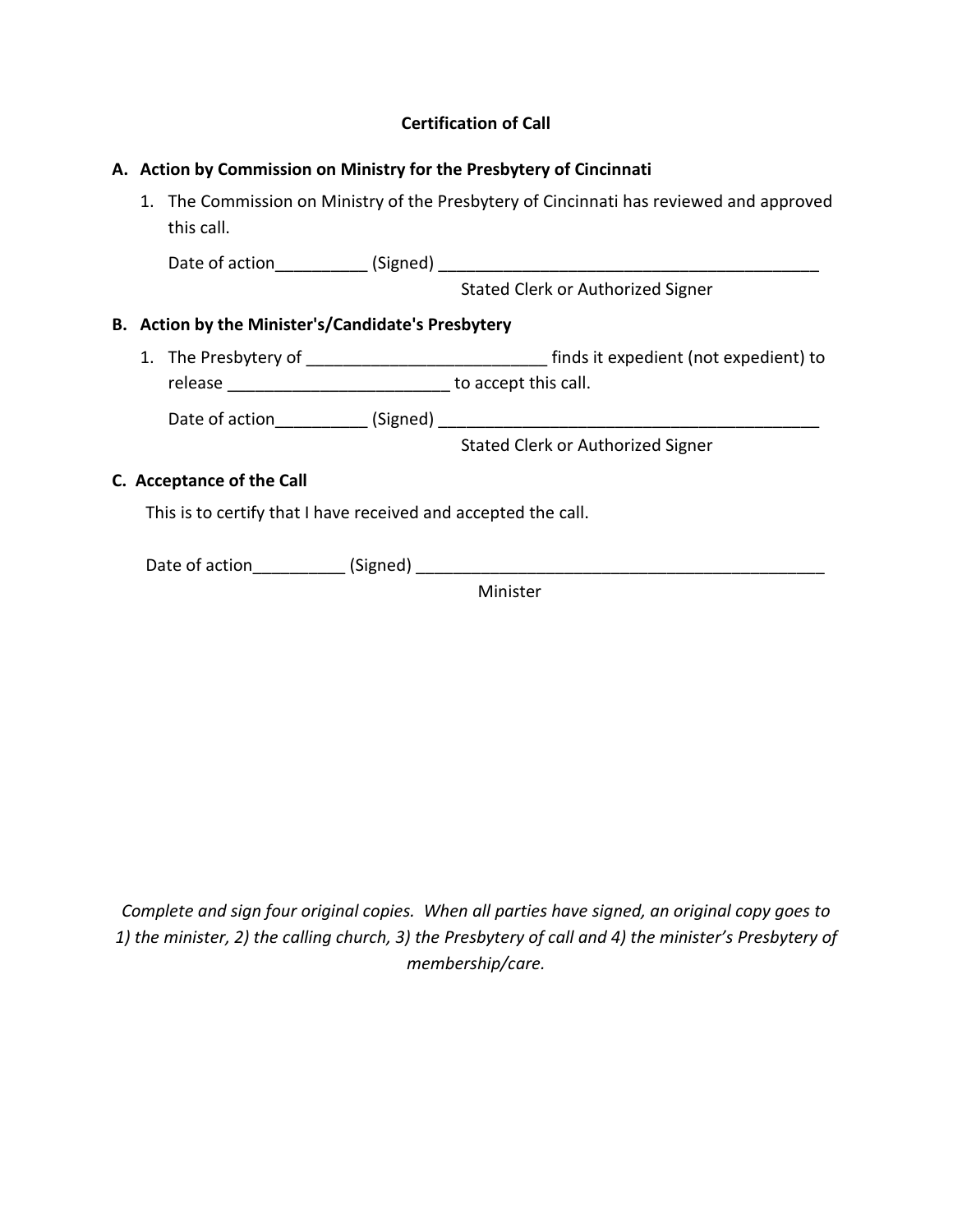**Certification of Call**

**A. Action by Commission on Ministry for the Presbytery of Cincinnati**

1. The Commission on Ministry of the Presbytery of Cincinnati has reviewed and approved this call.

   Date of action__________ (Signed) __________________________________________
   Stated Clerk or Authorized Signer

**B. Action by the Minister's/Candidate's Presbytery**

1. The Presbytery of __________________________ finds it expedient (not expedient) to release ________________________ to accept this call.

   Date of action__________ (Signed) __________________________________________
   Stated Clerk or Authorized Signer

**C. Acceptance of the Call**

This is to certify that I have received and accepted the call.

Date of action__________ (Signed) ______________________________________________
Minister

*Complete and sign four original copies. When all parties have signed, an original copy goes to 1) the minister, 2) the calling church, 3) the Presbytery of call and 4) the minister's Presbytery of membership/care.*